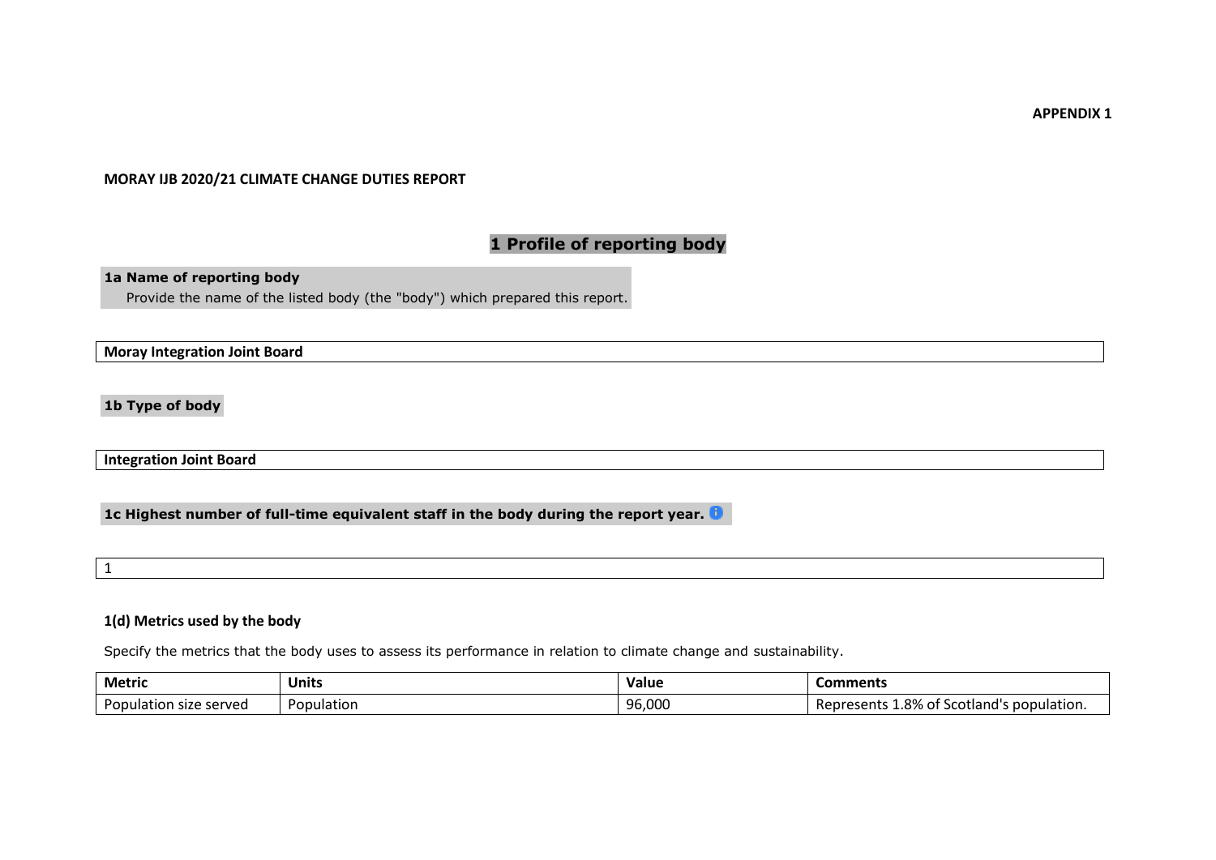**APPENDIX 1**

**MORAY IJB 2020/21 CLIMATE CHANGE DUTIES REPORT**

# 1 Profile of reporting body

### 1a Name of reporting body

Provide the name of the listed body (the "body") which prepared this report.

| Moray Integration Joint Board |
|---|

### 1b Type of body

| Integration Joint Board |
|---|

### 1c Highest number of full-time equivalent staff in the body during the report year.

| 1 |
|---|

### 1(d) Metrics used by the body

Specify the metrics that the body uses to assess its performance in relation to climate change and sustainability.

| Metric | Units | Value | Comments |
|---|---|---|---|
| Population size served | Population | 96,000 | Represents 1.8% of Scotland's population. |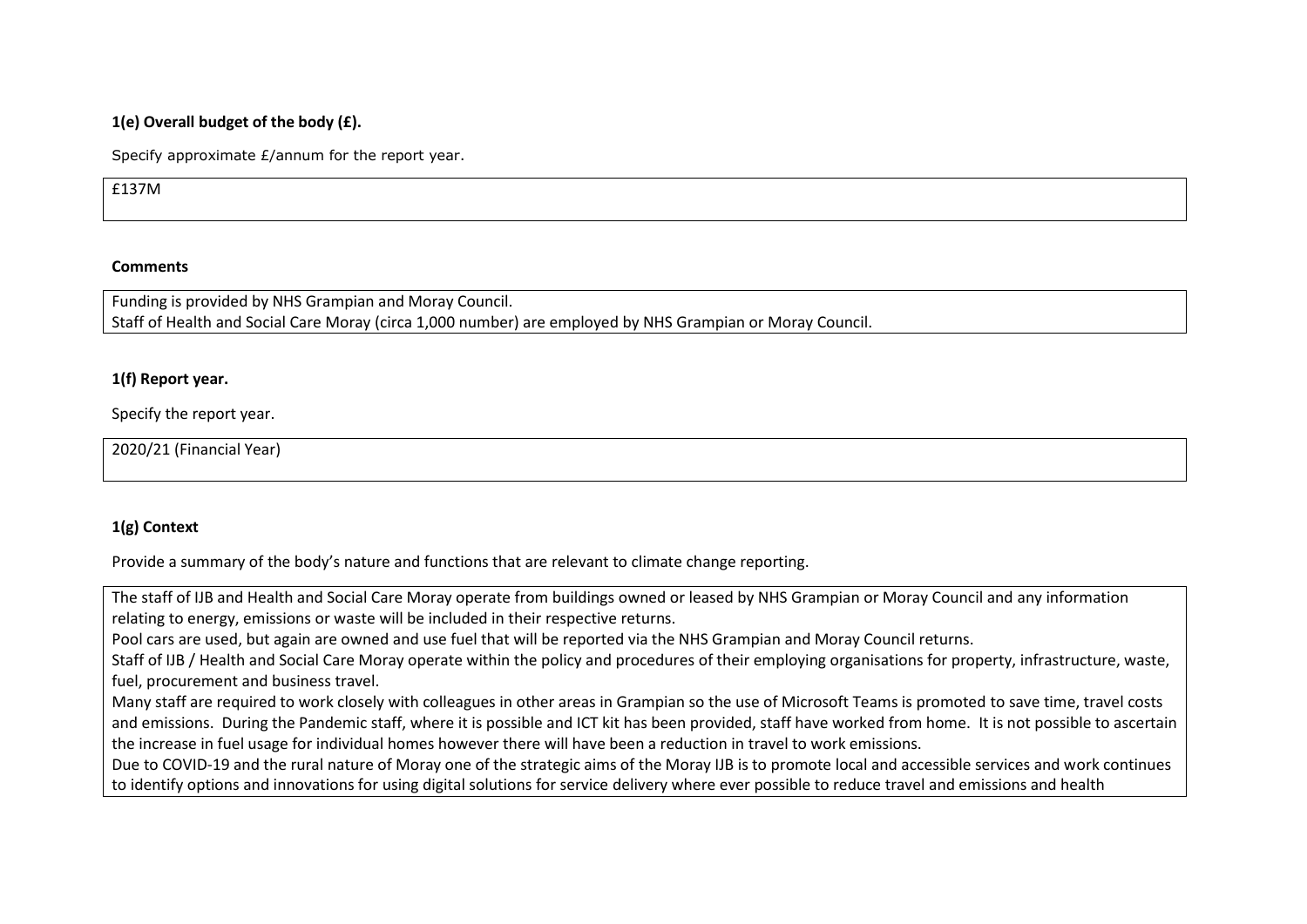### 1(e) Overall budget of the body (£).

Specify approximate £/annum for the report year.

| £137M |
|---|

**Comments**

| Funding is provided by NHS Grampian and Moray Council.<br>Staff of Health and Social Care Moray (circa 1,000 number) are employed by NHS Grampian or Moray Council. |
|---|

### 1(f) Report year.

Specify the report year.

| 2020/21 (Financial Year) |
|---|

### 1(g) Context

Provide a summary of the body's nature and functions that are relevant to climate change reporting.

| The staff of IJB and Health and Social Care Moray operate from buildings owned or leased by NHS Grampian or Moray Council and any information relating to energy, emissions or waste will be included in their respective returns.<br>Pool cars are used, but again are owned and use fuel that will be reported via the NHS Grampian and Moray Council returns.<br>Staff of IJB / Health and Social Care Moray operate within the policy and procedures of their employing organisations for property, infrastructure, waste, fuel, procurement and business travel.<br>Many staff are required to work closely with colleagues in other areas in Grampian so the use of Microsoft Teams is promoted to save time, travel costs and emissions. During the Pandemic staff, where it is possible and ICT kit has been provided, staff have worked from home. It is not possible to ascertain the increase in fuel usage for individual homes however there will have been a reduction in travel to work emissions.<br>Due to COVID-19 and the rural nature of Moray one of the strategic aims of the Moray IJB is to promote local and accessible services and work continues to identify options and innovations for using digital solutions for service delivery where ever possible to reduce travel and emissions and health |
|---|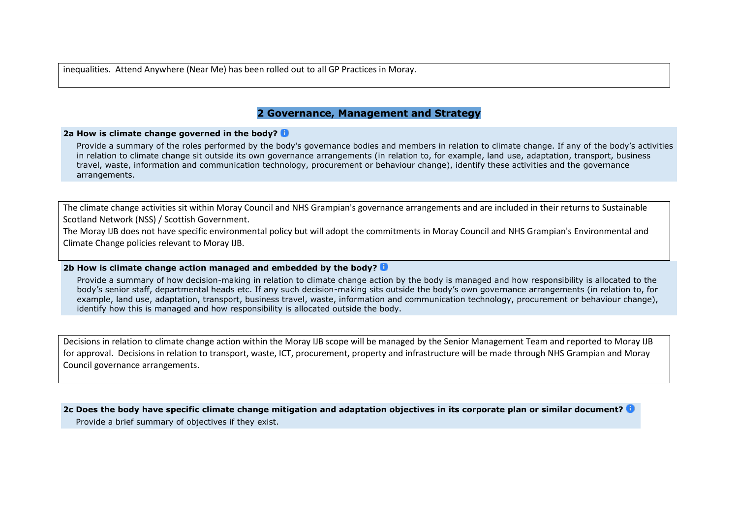inequalities. Attend Anywhere (Near Me) has been rolled out to all GP Practices in Moray.

## 2 Governance, Management and Strategy

**2a How is climate change governed in the body?**

Provide a summary of the roles performed by the body's governance bodies and members in relation to climate change. If any of the body's activities in relation to climate change sit outside its own governance arrangements (in relation to, for example, land use, adaptation, transport, business travel, waste, information and communication technology, procurement or behaviour change), identify these activities and the governance arrangements.

The climate change activities sit within Moray Council and NHS Grampian's governance arrangements and are included in their returns to Sustainable Scotland Network (NSS) / Scottish Government.
The Moray IJB does not have specific environmental policy but will adopt the commitments in Moray Council and NHS Grampian's Environmental and Climate Change policies relevant to Moray IJB.

**2b How is climate change action managed and embedded by the body?**

Provide a summary of how decision-making in relation to climate change action by the body is managed and how responsibility is allocated to the body's senior staff, departmental heads etc. If any such decision-making sits outside the body's own governance arrangements (in relation to, for example, land use, adaptation, transport, business travel, waste, information and communication technology, procurement or behaviour change), identify how this is managed and how responsibility is allocated outside the body.

Decisions in relation to climate change action within the Moray IJB scope will be managed by the Senior Management Team and reported to Moray IJB for approval. Decisions in relation to transport, waste, ICT, procurement, property and infrastructure will be made through NHS Grampian and Moray Council governance arrangements.

**2c Does the body have specific climate change mitigation and adaptation objectives in its corporate plan or similar document?**

Provide a brief summary of objectives if they exist.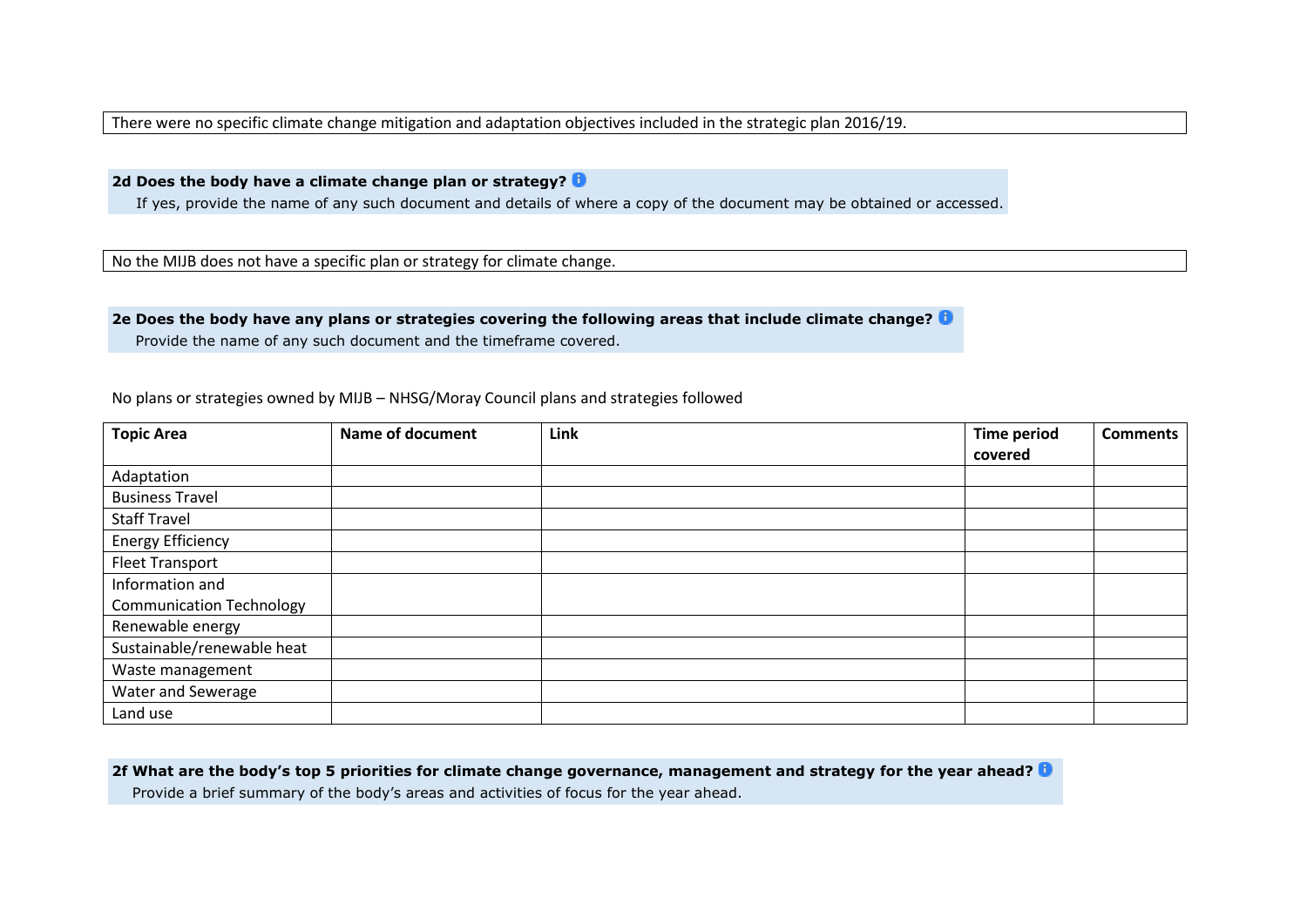There were no specific climate change mitigation and adaptation objectives included in the strategic plan 2016/19.

**2d Does the body have a climate change plan or strategy?**

If yes, provide the name of any such document and details of where a copy of the document may be obtained or accessed.

No the MIJB does not have a specific plan or strategy for climate change.

**2e Does the body have any plans or strategies covering the following areas that include climate change?**

Provide the name of any such document and the timeframe covered.

No plans or strategies owned by MIJB – NHSG/Moray Council plans and strategies followed

| Topic Area | Name of document | Link | Time period covered | Comments |
|---|---|---|---|---|
| Adaptation | | | | |
| Business Travel | | | | |
| Staff Travel | | | | |
| Energy Efficiency | | | | |
| Fleet Transport | | | | |
| Information and Communication Technology | | | | |
| Renewable energy | | | | |
| Sustainable/renewable heat | | | | |
| Waste management | | | | |
| Water and Sewerage | | | | |
| Land use | | | | |

**2f What are the body's top 5 priorities for climate change governance, management and strategy for the year ahead?**

Provide a brief summary of the body's areas and activities of focus for the year ahead.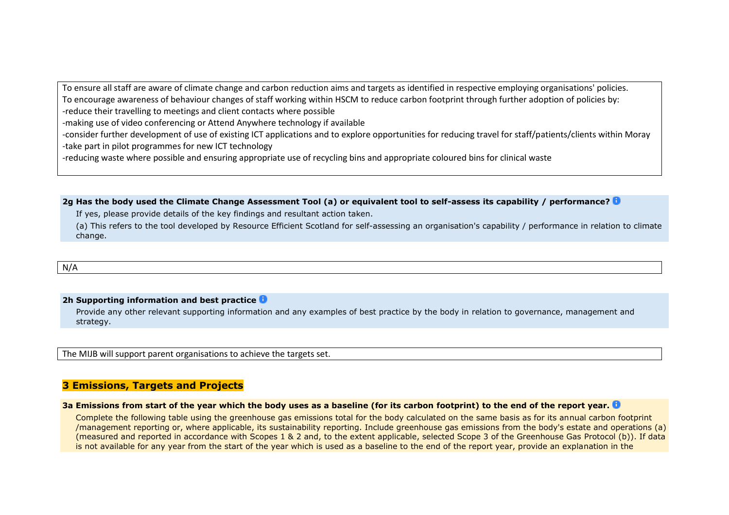To ensure all staff are aware of climate change and carbon reduction aims and targets as identified in respective employing organisations' policies.
To encourage awareness of behaviour changes of staff working within HSCM to reduce carbon footprint through further adoption of policies by:
-reduce their travelling to meetings and client contacts where possible
-making use of video conferencing or Attend Anywhere technology if available
-consider further development of use of existing ICT applications and to explore opportunities for reducing travel for staff/patients/clients within Moray
-take part in pilot programmes for new ICT technology
-reducing waste where possible and ensuring appropriate use of recycling bins and appropriate coloured bins for clinical waste

**2g Has the body used the Climate Change Assessment Tool (a) or equivalent tool to self-assess its capability / performance?**

If yes, please provide details of the key findings and resultant action taken.

(a) This refers to the tool developed by Resource Efficient Scotland for self-assessing an organisation's capability / performance in relation to climate change.

N/A

**2h Supporting information and best practice**

Provide any other relevant supporting information and any examples of best practice by the body in relation to governance, management and strategy.

The MIJB will support parent organisations to achieve the targets set.

## 3 Emissions, Targets and Projects

**3a Emissions from start of the year which the body uses as a baseline (for its carbon footprint) to the end of the report year.**

Complete the following table using the greenhouse gas emissions total for the body calculated on the same basis as for its annual carbon footprint /management reporting or, where applicable, its sustainability reporting. Include greenhouse gas emissions from the body's estate and operations (a) (measured and reported in accordance with Scopes 1 & 2 and, to the extent applicable, selected Scope 3 of the Greenhouse Gas Protocol (b)). If data is not available for any year from the start of the year which is used as a baseline to the end of the report year, provide an explanation in the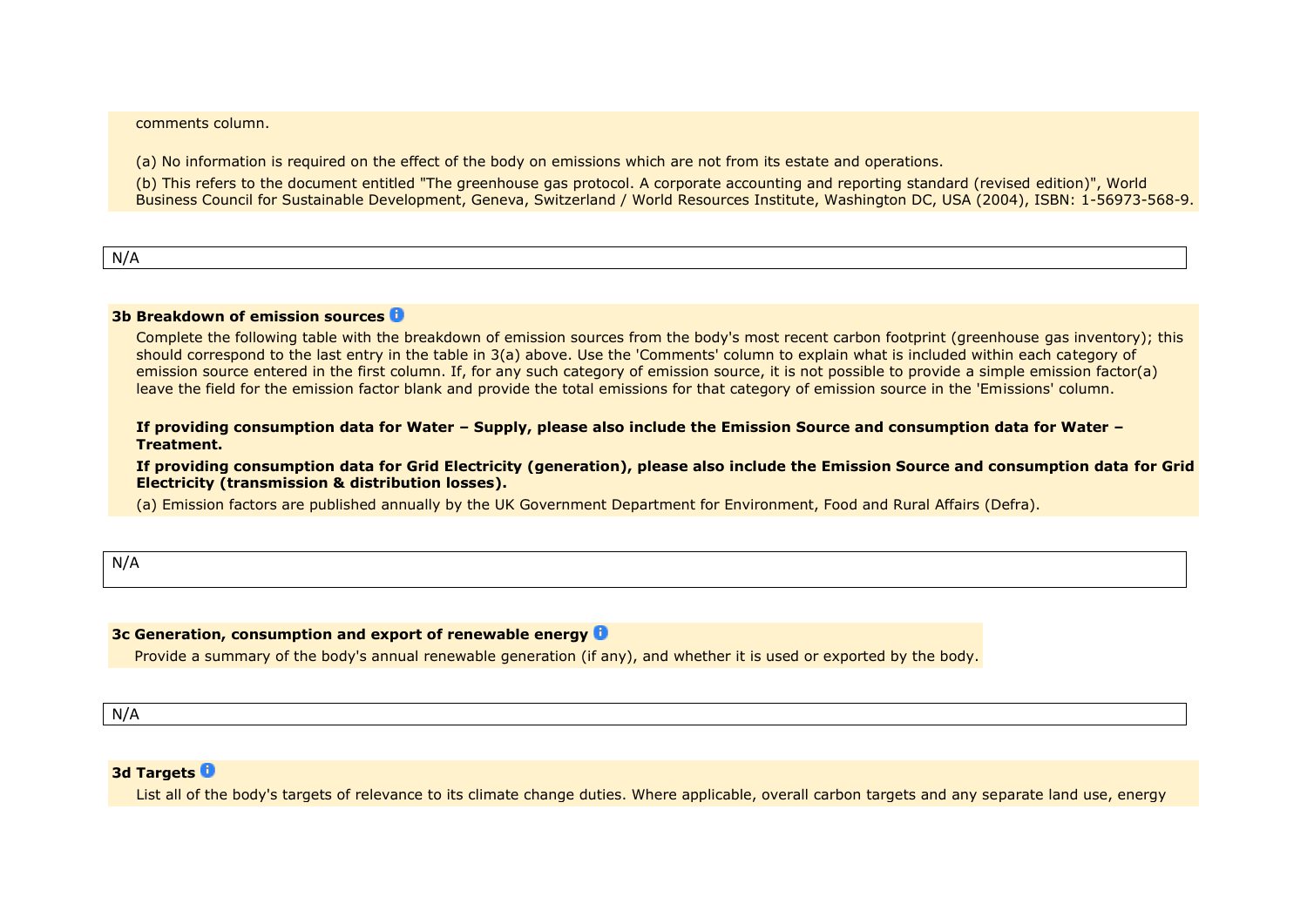comments column.

(a) No information is required on the effect of the body on emissions which are not from its estate and operations.

(b) This refers to the document entitled "The greenhouse gas protocol. A corporate accounting and reporting standard (revised edition)", World Business Council for Sustainable Development, Geneva, Switzerland / World Resources Institute, Washington DC, USA (2004), ISBN: 1-56973-568-9.

N/A

### 3b Breakdown of emission sources

Complete the following table with the breakdown of emission sources from the body's most recent carbon footprint (greenhouse gas inventory); this should correspond to the last entry in the table in 3(a) above. Use the 'Comments' column to explain what is included within each category of emission source entered in the first column. If, for any such category of emission source, it is not possible to provide a simple emission factor(a) leave the field for the emission factor blank and provide the total emissions for that category of emission source in the 'Emissions' column.

**If providing consumption data for Water – Supply, please also include the Emission Source and consumption data for Water – Treatment.**

**If providing consumption data for Grid Electricity (generation), please also include the Emission Source and consumption data for Grid Electricity (transmission & distribution losses).**

(a) Emission factors are published annually by the UK Government Department for Environment, Food and Rural Affairs (Defra).

N/A

### 3c Generation, consumption and export of renewable energy

Provide a summary of the body's annual renewable generation (if any), and whether it is used or exported by the body.

N/A

### 3d Targets

List all of the body's targets of relevance to its climate change duties. Where applicable, overall carbon targets and any separate land use, energy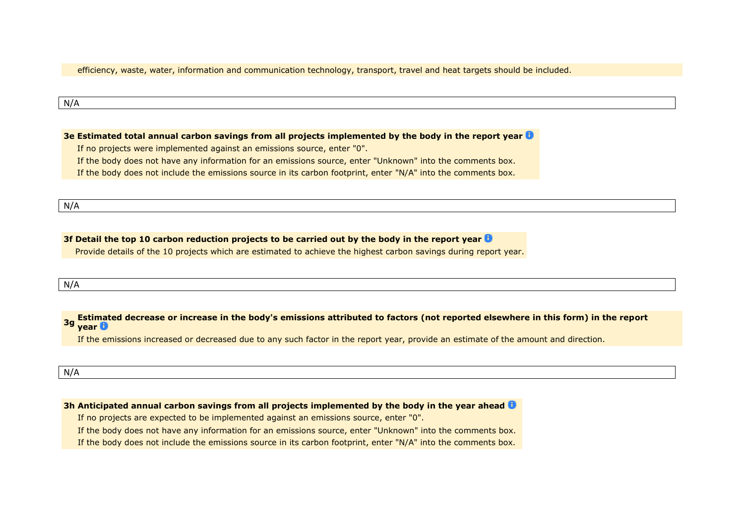efficiency, waste, water, information and communication technology, transport, travel and heat targets should be included.

N/A

**3e Estimated total annual carbon savings from all projects implemented by the body in the report year**

If no projects were implemented against an emissions source, enter "0".

If the body does not have any information for an emissions source, enter "Unknown" into the comments box.

If the body does not include the emissions source in its carbon footprint, enter "N/A" into the comments box.

N/A

**3f Detail the top 10 carbon reduction projects to be carried out by the body in the report year**

Provide details of the 10 projects which are estimated to achieve the highest carbon savings during report year.

N/A

**3g Estimated decrease or increase in the body's emissions attributed to factors (not reported elsewhere in this form) in the report year**

If the emissions increased or decreased due to any such factor in the report year, provide an estimate of the amount and direction.

N/A

**3h Anticipated annual carbon savings from all projects implemented by the body in the year ahead**

If no projects are expected to be implemented against an emissions source, enter "0".

If the body does not have any information for an emissions source, enter "Unknown" into the comments box.

If the body does not include the emissions source in its carbon footprint, enter "N/A" into the comments box.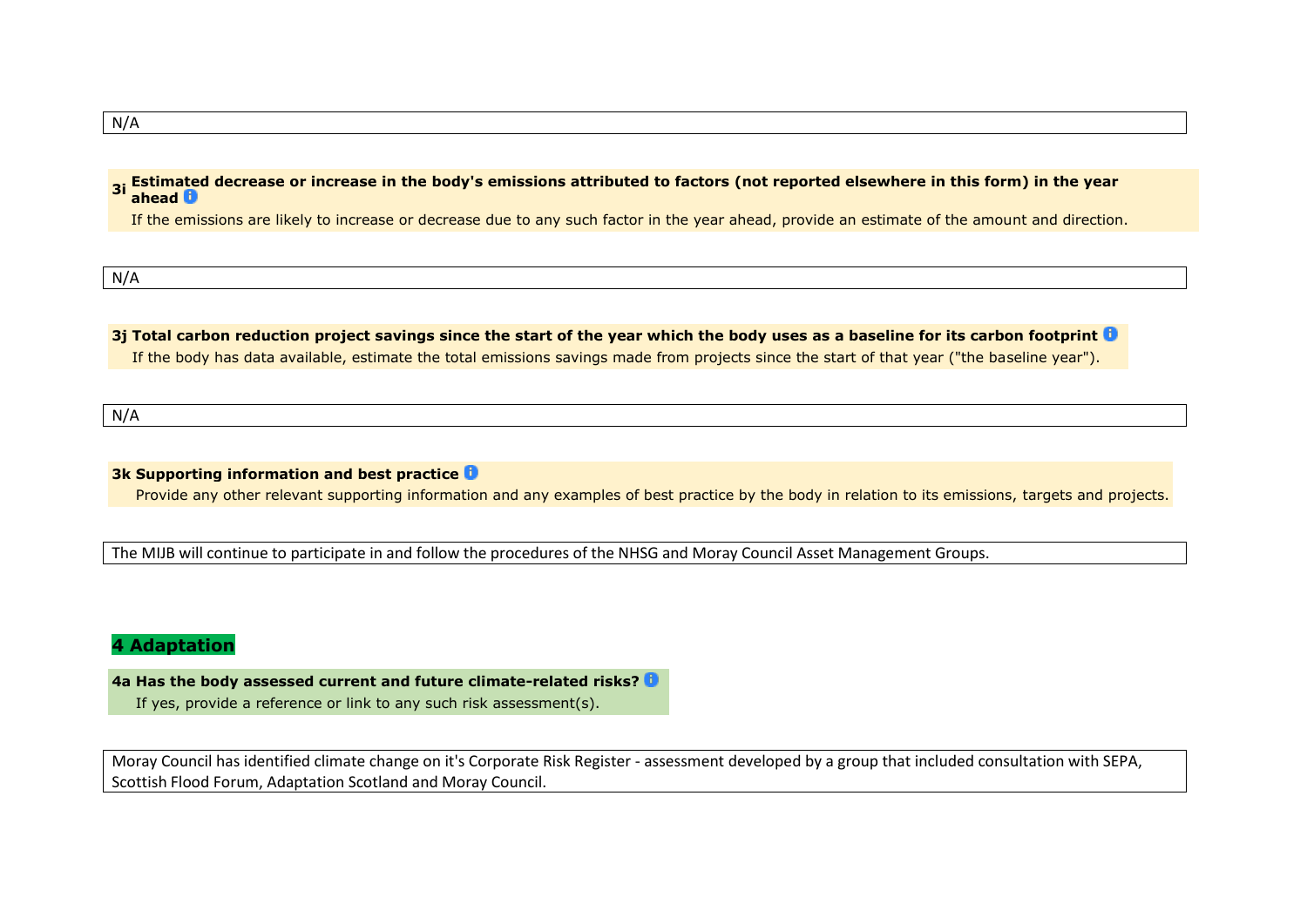N/A

**3i Estimated decrease or increase in the body's emissions attributed to factors (not reported elsewhere in this form) in the year ahead**

If the emissions are likely to increase or decrease due to any such factor in the year ahead, provide an estimate of the amount and direction.

N/A

**3j Total carbon reduction project savings since the start of the year which the body uses as a baseline for its carbon footprint**

If the body has data available, estimate the total emissions savings made from projects since the start of that year ("the baseline year").

N/A

**3k Supporting information and best practice**

Provide any other relevant supporting information and any examples of best practice by the body in relation to its emissions, targets and projects.

The MIJB will continue to participate in and follow the procedures of the NHSG and Moray Council Asset Management Groups.

## 4 Adaptation

**4a Has the body assessed current and future climate-related risks?**

If yes, provide a reference or link to any such risk assessment(s).

Moray Council has identified climate change on it's Corporate Risk Register - assessment developed by a group that included consultation with SEPA, Scottish Flood Forum, Adaptation Scotland and Moray Council.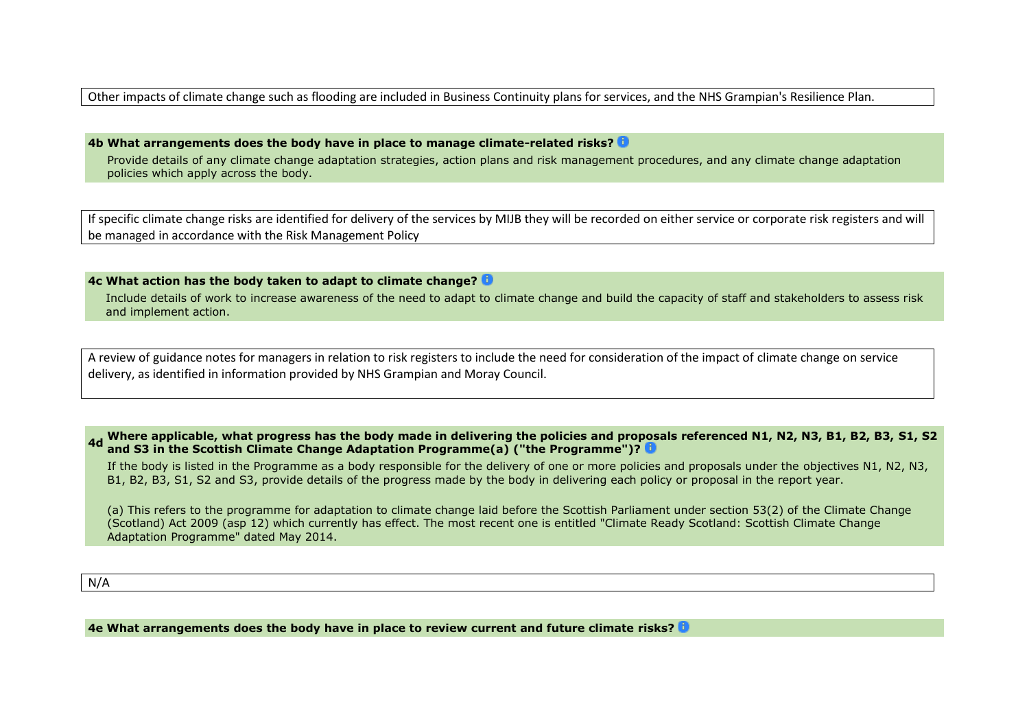Other impacts of climate change such as flooding are included in Business Continuity plans for services, and the NHS Grampian's Resilience Plan.

**4b What arrangements does the body have in place to manage climate-related risks?**

Provide details of any climate change adaptation strategies, action plans and risk management procedures, and any climate change adaptation policies which apply across the body.

If specific climate change risks are identified for delivery of the services by MIJB they will be recorded on either service or corporate risk registers and will be managed in accordance with the Risk Management Policy

**4c What action has the body taken to adapt to climate change?**

Include details of work to increase awareness of the need to adapt to climate change and build the capacity of staff and stakeholders to assess risk and implement action.

A review of guidance notes for managers in relation to risk registers to include the need for consideration of the impact of climate change on service delivery, as identified in information provided by NHS Grampian and Moray Council.

**4d Where applicable, what progress has the body made in delivering the policies and proposals referenced N1, N2, N3, B1, B2, B3, S1, S2 and S3 in the Scottish Climate Change Adaptation Programme(a) ("the Programme")?**

If the body is listed in the Programme as a body responsible for the delivery of one or more policies and proposals under the objectives N1, N2, N3, B1, B2, B3, S1, S2 and S3, provide details of the progress made by the body in delivering each policy or proposal in the report year.

(a) This refers to the programme for adaptation to climate change laid before the Scottish Parliament under section 53(2) of the Climate Change (Scotland) Act 2009 (asp 12) which currently has effect. The most recent one is entitled "Climate Ready Scotland: Scottish Climate Change Adaptation Programme" dated May 2014.

N/A

**4e What arrangements does the body have in place to review current and future climate risks?**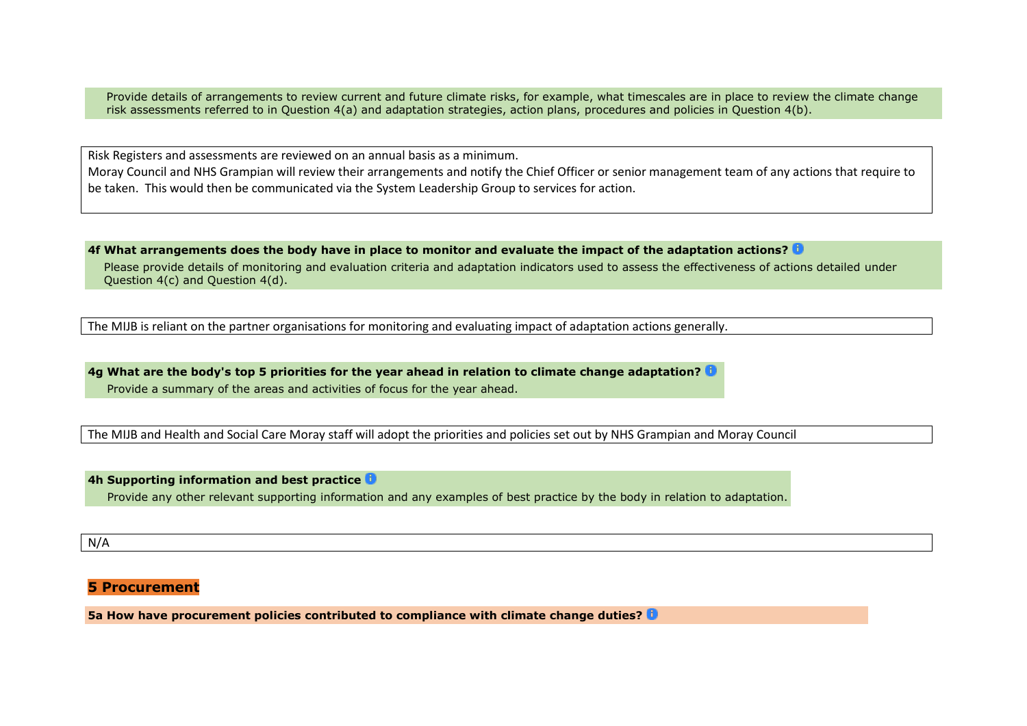Provide details of arrangements to review current and future climate risks, for example, what timescales are in place to review the climate change risk assessments referred to in Question 4(a) and adaptation strategies, action plans, procedures and policies in Question 4(b).

Risk Registers and assessments are reviewed on an annual basis as a minimum.
Moray Council and NHS Grampian will review their arrangements and notify the Chief Officer or senior management team of any actions that require to be taken. This would then be communicated via the System Leadership Group to services for action.

**4f What arrangements does the body have in place to monitor and evaluate the impact of the adaptation actions?**

Please provide details of monitoring and evaluation criteria and adaptation indicators used to assess the effectiveness of actions detailed under Question 4(c) and Question 4(d).

The MIJB is reliant on the partner organisations for monitoring and evaluating impact of adaptation actions generally.

**4g What are the body's top 5 priorities for the year ahead in relation to climate change adaptation?**

Provide a summary of the areas and activities of focus for the year ahead.

The MIJB and Health and Social Care Moray staff will adopt the priorities and policies set out by NHS Grampian and Moray Council

**4h Supporting information and best practice**

Provide any other relevant supporting information and any examples of best practice by the body in relation to adaptation.

N/A

## 5 Procurement

**5a How have procurement policies contributed to compliance with climate change duties?**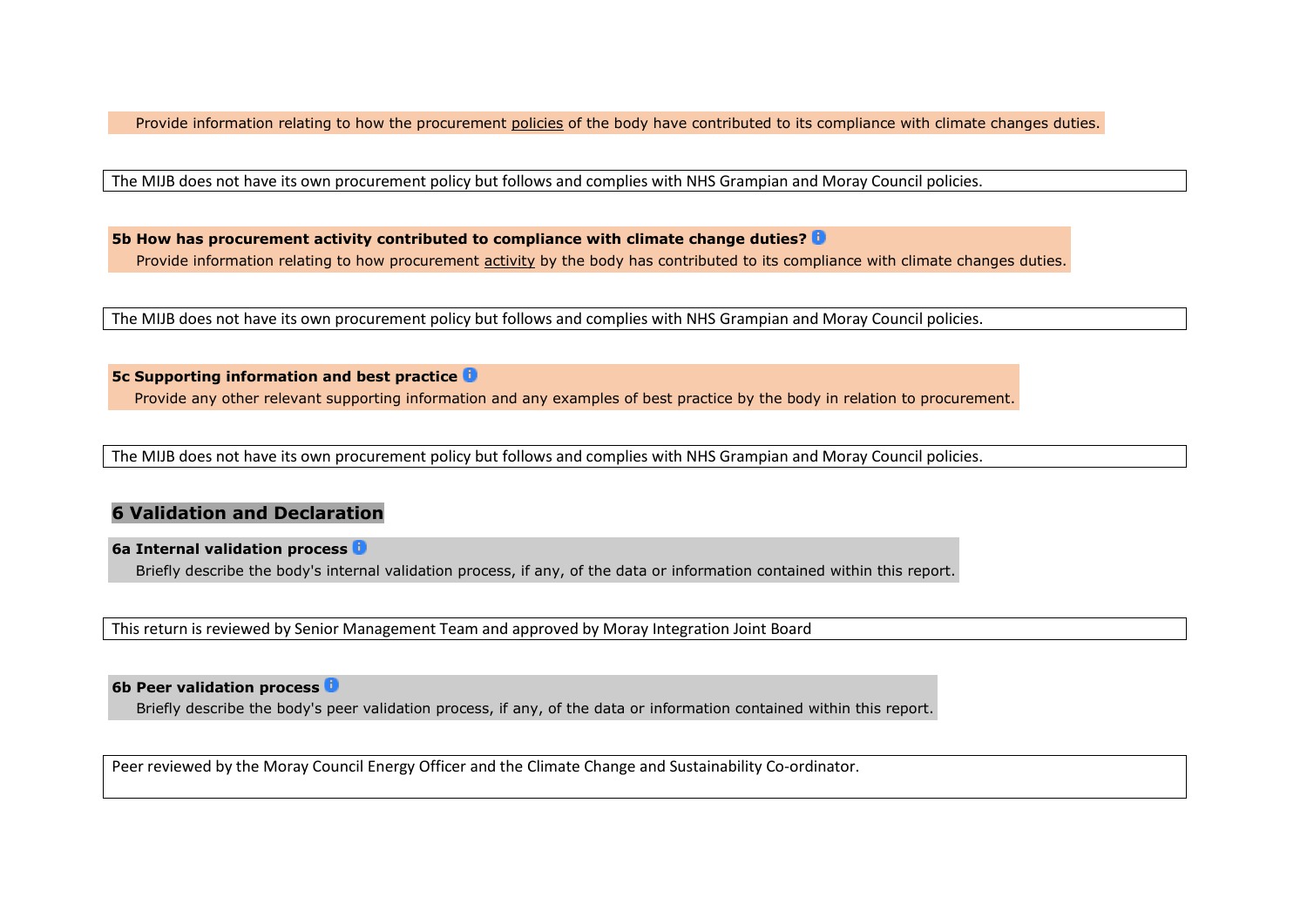Provide information relating to how the procurement policies of the body have contributed to its compliance with climate changes duties.

The MIJB does not have its own procurement policy but follows and complies with NHS Grampian and Moray Council policies.

**5b How has procurement activity contributed to compliance with climate change duties?**

Provide information relating to how procurement activity by the body has contributed to its compliance with climate changes duties.

The MIJB does not have its own procurement policy but follows and complies with NHS Grampian and Moray Council policies.

**5c Supporting information and best practice**

Provide any other relevant supporting information and any examples of best practice by the body in relation to procurement.

The MIJB does not have its own procurement policy but follows and complies with NHS Grampian and Moray Council policies.

## 6 Validation and Declaration

**6a Internal validation process**

Briefly describe the body's internal validation process, if any, of the data or information contained within this report.

This return is reviewed by Senior Management Team and approved by Moray Integration Joint Board

**6b Peer validation process**

Briefly describe the body's peer validation process, if any, of the data or information contained within this report.

Peer reviewed by the Moray Council Energy Officer and the Climate Change and Sustainability Co-ordinator.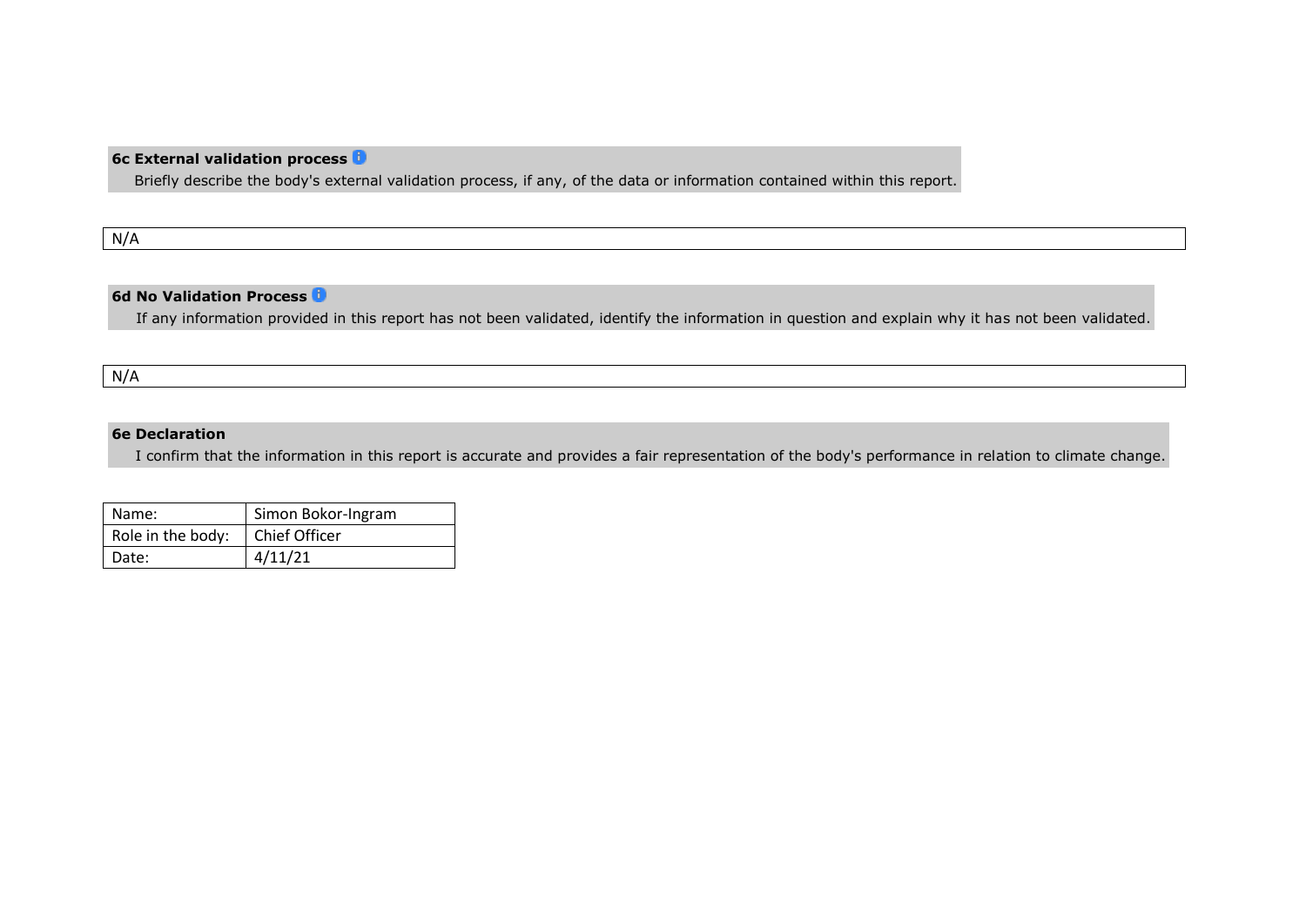**6c External validation process**

Briefly describe the body's external validation process, if any, of the data or information contained within this report.

N/A

**6d No Validation Process**

If any information provided in this report has not been validated, identify the information in question and explain why it has not been validated.

N/A

**6e Declaration**

I confirm that the information in this report is accurate and provides a fair representation of the body's performance in relation to climate change.

| | |
|---|---|
| Name: | Simon Bokor-Ingram |
| Role in the body: | Chief Officer |
| Date: | 4/11/21 |